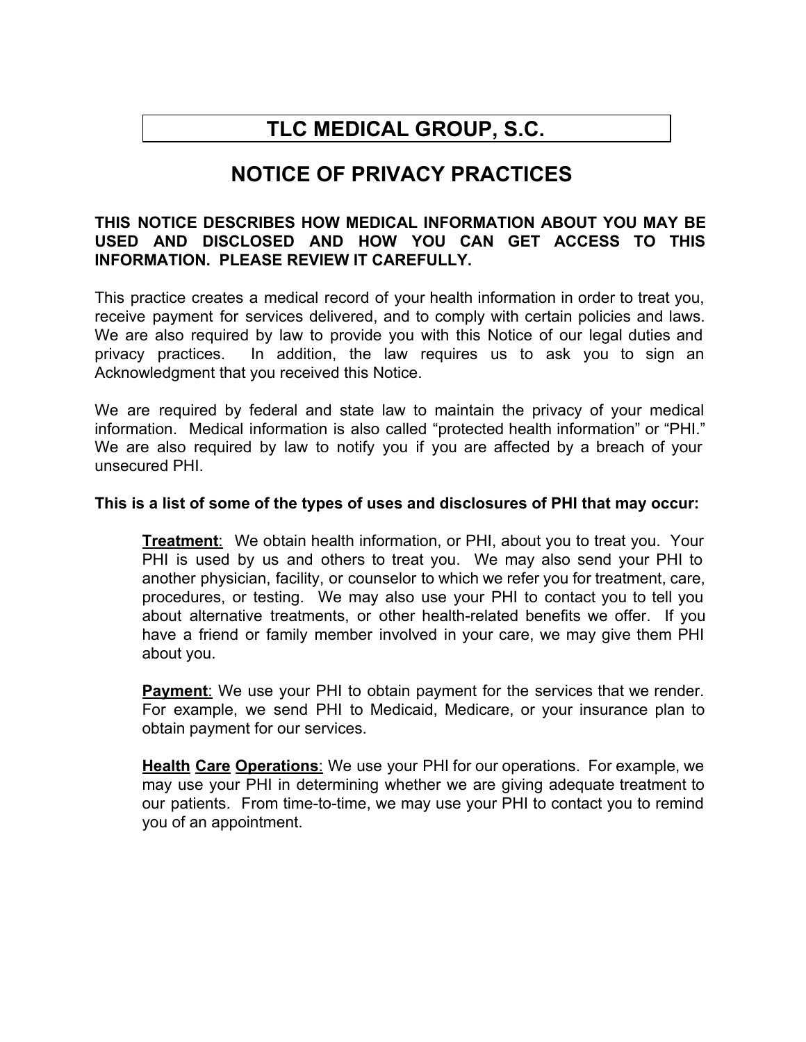# TLC MEDICAL GROUP, S.C.

## NOTICE OF PRIVACY PRACTICES

**THIS NOTICE DESCRIBES HOW MEDICAL INFORMATION ABOUT YOU MAY BE USED AND DISCLOSED AND HOW YOU CAN GET ACCESS TO THIS INFORMATION. PLEASE REVIEW IT CAREFULLY.**

This practice creates a medical record of your health information in order to treat you, receive payment for services delivered, and to comply with certain policies and laws. We are also required by law to provide you with this Notice of our legal duties and privacy practices. In addition, the law requires us to ask you to sign an Acknowledgment that you received this Notice.

We are required by federal and state law to maintain the privacy of your medical information. Medical information is also called "protected health information" or "PHI." We are also required by law to notify you if you are affected by a breach of your unsecured PHI.

**This is a list of some of the types of uses and disclosures of PHI that may occur:**

**Treatment**: We obtain health information, or PHI, about you to treat you. Your PHI is used by us and others to treat you. We may also send your PHI to another physician, facility, or counselor to which we refer you for treatment, care, procedures, or testing. We may also use your PHI to contact you to tell you about alternative treatments, or other health-related benefits we offer. If you have a friend or family member involved in your care, we may give them PHI about you.

**Payment**: We use your PHI to obtain payment for the services that we render. For example, we send PHI to Medicaid, Medicare, or your insurance plan to obtain payment for our services.

**Health Care Operations**: We use your PHI for our operations. For example, we may use your PHI in determining whether we are giving adequate treatment to our patients. From time-to-time, we may use your PHI to contact you to remind you of an appointment.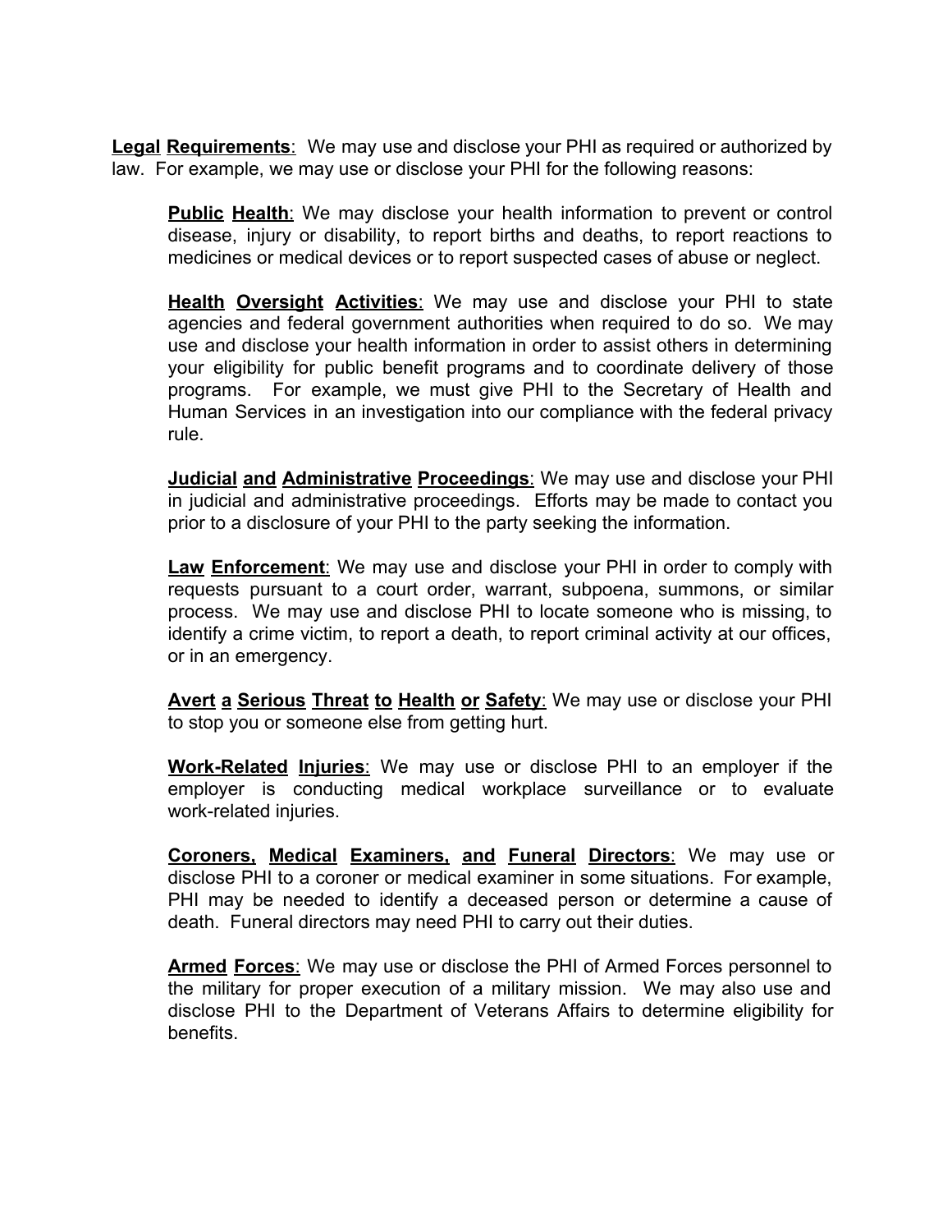**Legal Requirements**: We may use and disclose your PHI as required or authorized by law. For example, we may use or disclose your PHI for the following reasons:

> **Public Health**: We may disclose your health information to prevent or control disease, injury or disability, to report births and deaths, to report reactions to medicines or medical devices or to report suspected cases of abuse or neglect.
>
> **Health Oversight Activities**: We may use and disclose your PHI to state agencies and federal government authorities when required to do so. We may use and disclose your health information in order to assist others in determining your eligibility for public benefit programs and to coordinate delivery of those programs. For example, we must give PHI to the Secretary of Health and Human Services in an investigation into our compliance with the federal privacy rule.
>
> **Judicial and Administrative Proceedings**: We may use and disclose your PHI in judicial and administrative proceedings. Efforts may be made to contact you prior to a disclosure of your PHI to the party seeking the information.
>
> **Law Enforcement**: We may use and disclose your PHI in order to comply with requests pursuant to a court order, warrant, subpoena, summons, or similar process. We may use and disclose PHI to locate someone who is missing, to identify a crime victim, to report a death, to report criminal activity at our offices, or in an emergency.
>
> **Avert a Serious Threat to Health or Safety**: We may use or disclose your PHI to stop you or someone else from getting hurt.
>
> **Work-Related Injuries**: We may use or disclose PHI to an employer if the employer is conducting medical workplace surveillance or to evaluate work-related injuries.
>
> **Coroners, Medical Examiners, and Funeral Directors**: We may use or disclose PHI to a coroner or medical examiner in some situations. For example, PHI may be needed to identify a deceased person or determine a cause of death. Funeral directors may need PHI to carry out their duties.
>
> **Armed Forces**: We may use or disclose the PHI of Armed Forces personnel to the military for proper execution of a military mission. We may also use and disclose PHI to the Department of Veterans Affairs to determine eligibility for benefits.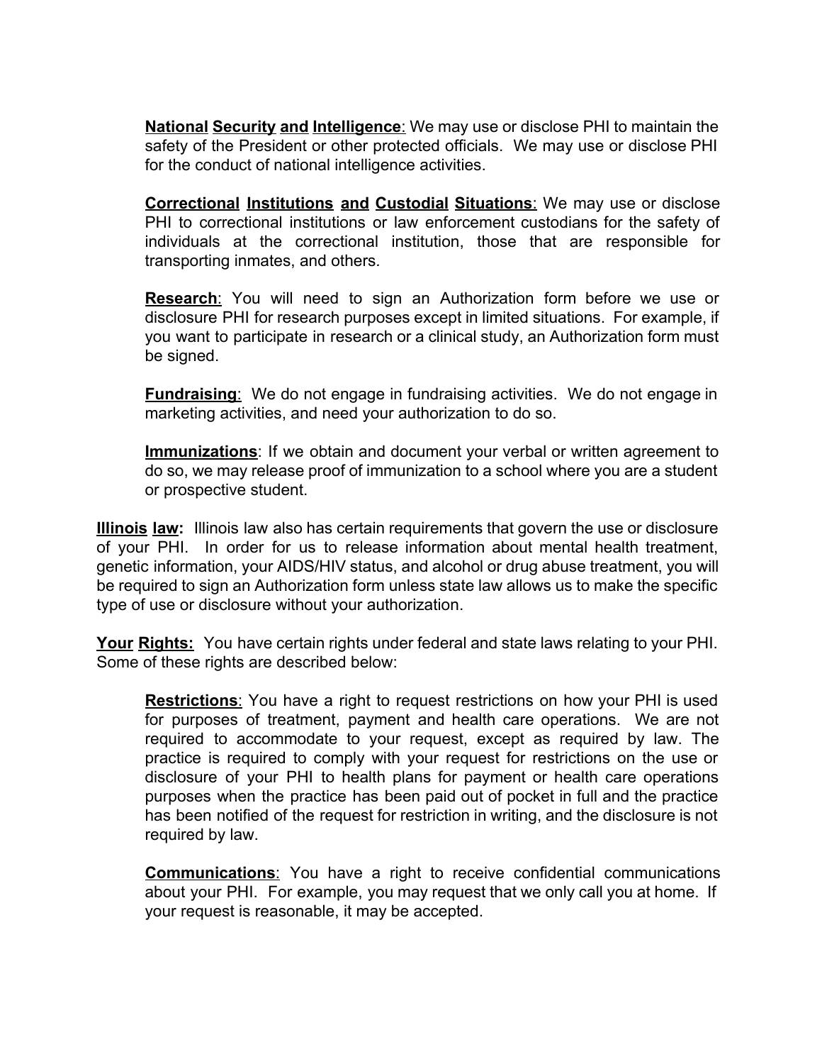**National Security and Intelligence**: We may use or disclose PHI to maintain the safety of the President or other protected officials. We may use or disclose PHI for the conduct of national intelligence activities.

**Correctional Institutions and Custodial Situations**: We may use or disclose PHI to correctional institutions or law enforcement custodians for the safety of individuals at the correctional institution, those that are responsible for transporting inmates, and others.

**Research**: You will need to sign an Authorization form before we use or disclosure PHI for research purposes except in limited situations. For example, if you want to participate in research or a clinical study, an Authorization form must be signed.

**Fundraising**: We do not engage in fundraising activities. We do not engage in marketing activities, and need your authorization to do so.

**Immunizations**: If we obtain and document your verbal or written agreement to do so, we may release proof of immunization to a school where you are a student or prospective student.

**Illinois law:** Illinois law also has certain requirements that govern the use or disclosure of your PHI. In order for us to release information about mental health treatment, genetic information, your AIDS/HIV status, and alcohol or drug abuse treatment, you will be required to sign an Authorization form unless state law allows us to make the specific type of use or disclosure without your authorization.

**Your Rights:** You have certain rights under federal and state laws relating to your PHI. Some of these rights are described below:

**Restrictions**: You have a right to request restrictions on how your PHI is used for purposes of treatment, payment and health care operations. We are not required to accommodate to your request, except as required by law. The practice is required to comply with your request for restrictions on the use or disclosure of your PHI to health plans for payment or health care operations purposes when the practice has been paid out of pocket in full and the practice has been notified of the request for restriction in writing, and the disclosure is not required by law.

**Communications**: You have a right to receive confidential communications about your PHI. For example, you may request that we only call you at home. If your request is reasonable, it may be accepted.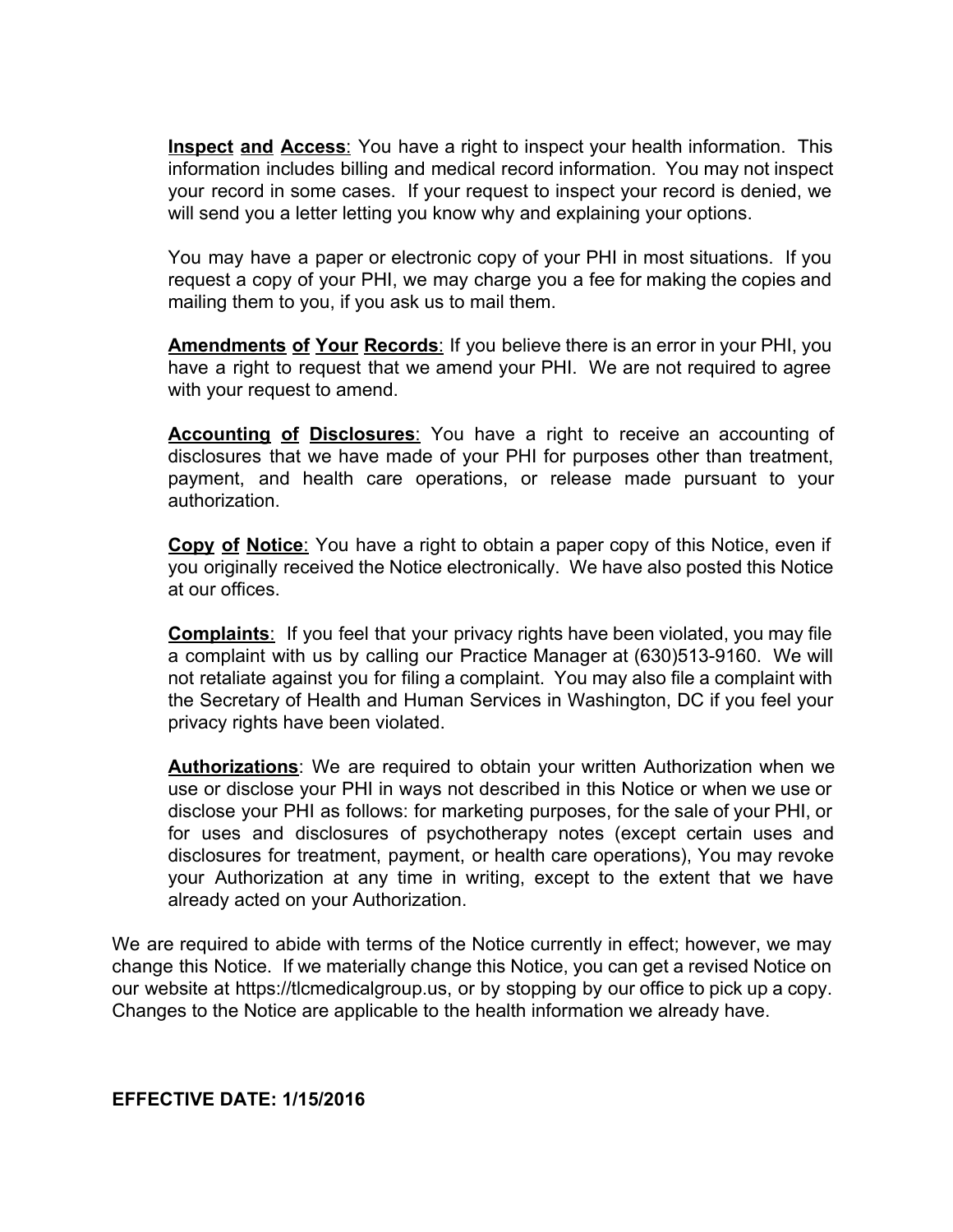**Inspect and Access**: You have a right to inspect your health information. This information includes billing and medical record information. You may not inspect your record in some cases. If your request to inspect your record is denied, we will send you a letter letting you know why and explaining your options.

You may have a paper or electronic copy of your PHI in most situations. If you request a copy of your PHI, we may charge you a fee for making the copies and mailing them to you, if you ask us to mail them.

**Amendments of Your Records**: If you believe there is an error in your PHI, you have a right to request that we amend your PHI. We are not required to agree with your request to amend.

**Accounting of Disclosures**: You have a right to receive an accounting of disclosures that we have made of your PHI for purposes other than treatment, payment, and health care operations, or release made pursuant to your authorization.

**Copy of Notice**: You have a right to obtain a paper copy of this Notice, even if you originally received the Notice electronically. We have also posted this Notice at our offices.

**Complaints**: If you feel that your privacy rights have been violated, you may file a complaint with us by calling our Practice Manager at (630)513-9160. We will not retaliate against you for filing a complaint. You may also file a complaint with the Secretary of Health and Human Services in Washington, DC if you feel your privacy rights have been violated.

**Authorizations**: We are required to obtain your written Authorization when we use or disclose your PHI in ways not described in this Notice or when we use or disclose your PHI as follows: for marketing purposes, for the sale of your PHI, or for uses and disclosures of psychotherapy notes (except certain uses and disclosures for treatment, payment, or health care operations), You may revoke your Authorization at any time in writing, except to the extent that we have already acted on your Authorization.

We are required to abide with terms of the Notice currently in effect; however, we may change this Notice. If we materially change this Notice, you can get a revised Notice on our website at https://tlcmedicalgroup.us, or by stopping by our office to pick up a copy. Changes to the Notice are applicable to the health information we already have.

**EFFECTIVE DATE: 1/15/2016**